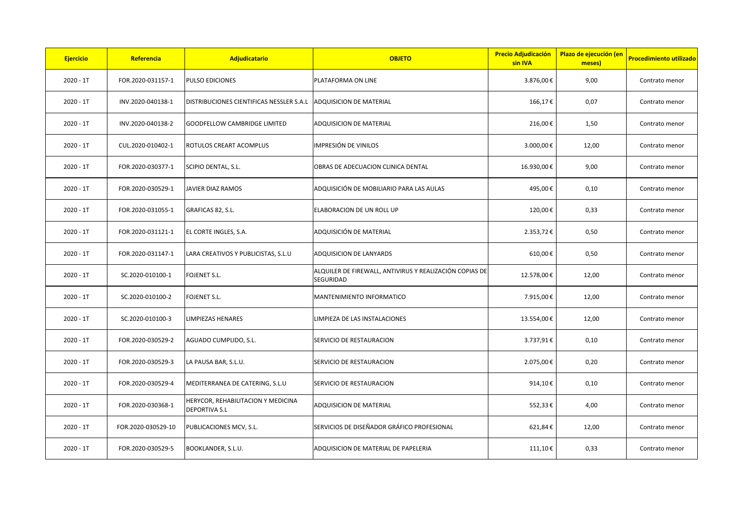| Ejercicio | Referencia | Adjudicatario | OBJETO | Precio Adjudicación sin IVA | Plazo de ejecución (en meses) | Procedimiento utilizado |
|---|---|---|---|---|---|---|
| 2020 - 1T | FOR.2020-031157-1 | PULSO EDICIONES | PLATAFORMA ON LINE | 3.876,00€ | 9,00 | Contrato menor |
| 2020 - 1T | INV.2020-040138-1 | DISTRIBUCIONES CIENTIFICAS NESSLER S.A.L | ADQUISICION DE MATERIAL | 166,17€ | 0,07 | Contrato menor |
| 2020 - 1T | INV.2020-040138-2 | GOODFELLOW CAMBRIDGE LIMITED | ADQUISICION DE MATERIAL | 216,00€ | 1,50 | Contrato menor |
| 2020 - 1T | CUL.2020-010402-1 | ROTULOS CREART ACOMPLUS | IMPRESIÓN DE VINILOS | 3.000,00€ | 12,00 | Contrato menor |
| 2020 - 1T | FOR.2020-030377-1 | SCIPIO DENTAL, S.L. | OBRAS DE ADECUACION CLINICA DENTAL | 16.930,00€ | 9,00 | Contrato menor |
| 2020 - 1T | FOR.2020-030529-1 | JAVIER DIAZ RAMOS | ADQUISICIÓN DE MOBILIARIO PARA LAS AULAS | 495,00€ | 0,10 | Contrato menor |
| 2020 - 1T | FOR.2020-031055-1 | GRAFICAS 82, S.L. | ELABORACION DE UN ROLL UP | 120,00€ | 0,33 | Contrato menor |
| 2020 - 1T | FOR.2020-031121-1 | EL CORTE INGLES, S.A. | ADQUISICIÓN DE MATERIAL | 2.353,72€ | 0,50 | Contrato menor |
| 2020 - 1T | FOR.2020-031147-1 | LARA CREATIVOS Y PUBLICISTAS, S.L.U | ADQUISICION DE LANYARDS | 610,00€ | 0,50 | Contrato menor |
| 2020 - 1T | SC.2020-010100-1 | FOJENET S.L. | ALQUILER DE FIREWALL, ANTIVIRUS Y REALIZACIÓN COPIAS DE SEGURIDAD | 12.578,00€ | 12,00 | Contrato menor |
| 2020 - 1T | SC.2020-010100-2 | FOJENET S.L. | MANTENIMIENTO INFORMATICO | 7.915,00€ | 12,00 | Contrato menor |
| 2020 - 1T | SC.2020-010100-3 | LIMPIEZAS HENARES | LIMPIEZA DE LAS INSTALACIONES | 13.554,00€ | 12,00 | Contrato menor |
| 2020 - 1T | FOR.2020-030529-2 | AGUADO CUMPLIDO, S.L. | SERVICIO DE RESTAURACION | 3.737,91€ | 0,10 | Contrato menor |
| 2020 - 1T | FOR.2020-030529-3 | LA PAUSA BAR, S.L.U. | SERVICIO DE RESTAURACION | 2.075,00€ | 0,20 | Contrato menor |
| 2020 - 1T | FOR.2020-030529-4 | MEDITERRANEA DE CATERING, S.L.U | SERVICIO DE RESTAURACION | 914,10€ | 0,10 | Contrato menor |
| 2020 - 1T | FOR.2020-030368-1 | HERYCOR, REHABILITACION Y MEDICINA DEPORTIVA S.L | ADQUISICION DE MATERIAL | 552,33€ | 4,00 | Contrato menor |
| 2020 - 1T | FOR.2020-030529-10 | PUBLICACIONES MCV, S.L. | SERVICIOS DE DISEÑADOR GRÁFICO PROFESIONAL | 621,84€ | 12,00 | Contrato menor |
| 2020 - 1T | FOR.2020-030529-5 | BOOKLANDER, S.L.U. | ADQUISICION DE MATERIAL DE PAPELERIA | 111,10€ | 0,33 | Contrato menor |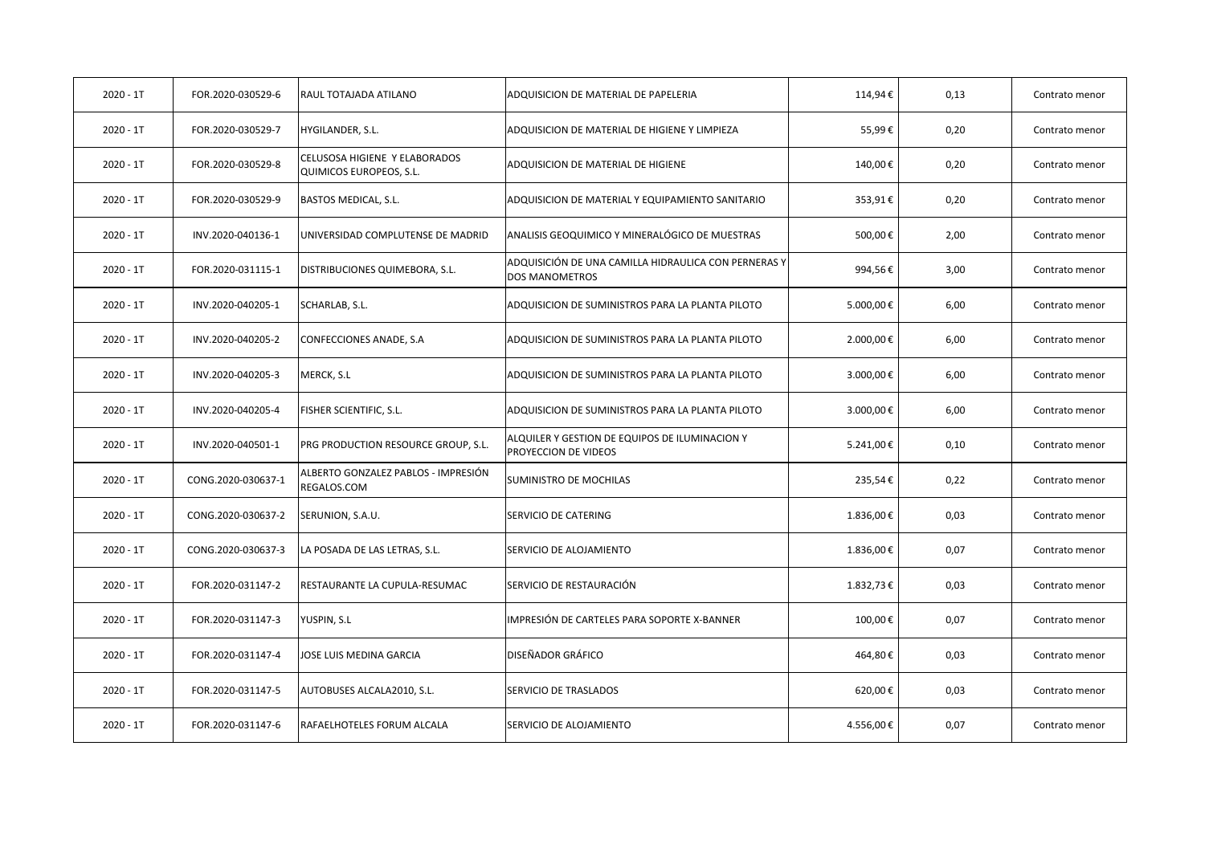| 2020 - 1T | FOR.2020-030529-6 | RAUL TOTAJADA ATILANO | ADQUISICION DE MATERIAL DE PAPELERIA | 114,94 € | 0,13 | Contrato menor |
|---|---|---|---|---|---|---|
| 2020 - 1T | FOR.2020-030529-7 | HYGILANDER, S.L. | ADQUISICION DE MATERIAL DE HIGIENE Y LIMPIEZA | 55,99 € | 0,20 | Contrato menor |
| 2020 - 1T | FOR.2020-030529-8 | CELUSOSA HIGIENE Y ELABORADOS QUIMICOS EUROPEOS, S.L. | ADQUISICION DE MATERIAL DE HIGIENE | 140,00 € | 0,20 | Contrato menor |
| 2020 - 1T | FOR.2020-030529-9 | BASTOS MEDICAL, S.L. | ADQUISICION DE MATERIAL Y EQUIPAMIENTO SANITARIO | 353,91 € | 0,20 | Contrato menor |
| 2020 - 1T | INV.2020-040136-1 | UNIVERSIDAD COMPLUTENSE DE MADRID | ANALISIS GEOQUIMICO Y MINERALÓGICO DE MUESTRAS | 500,00 € | 2,00 | Contrato menor |
| 2020 - 1T | FOR.2020-031115-1 | DISTRIBUCIONES QUIMEBORA, S.L. | ADQUISICIÓN DE UNA CAMILLA HIDRAULICA CON PERNERAS Y DOS MANOMETROS | 994,56 € | 3,00 | Contrato menor |
| 2020 - 1T | INV.2020-040205-1 | SCHARLAB, S.L. | ADQUISICION DE SUMINISTROS PARA LA PLANTA PILOTO | 5.000,00 € | 6,00 | Contrato menor |
| 2020 - 1T | INV.2020-040205-2 | CONFECCIONES ANADE, S.A | ADQUISICION DE SUMINISTROS PARA LA PLANTA PILOTO | 2.000,00 € | 6,00 | Contrato menor |
| 2020 - 1T | INV.2020-040205-3 | MERCK, S.L | ADQUISICION DE SUMINISTROS PARA LA PLANTA PILOTO | 3.000,00 € | 6,00 | Contrato menor |
| 2020 - 1T | INV.2020-040205-4 | FISHER SCIENTIFIC, S.L. | ADQUISICION DE SUMINISTROS PARA LA PLANTA PILOTO | 3.000,00 € | 6,00 | Contrato menor |
| 2020 - 1T | INV.2020-040501-1 | PRG PRODUCTION RESOURCE GROUP, S.L. | ALQUILER Y GESTION DE EQUIPOS DE ILUMINACION Y PROYECCION DE VIDEOS | 5.241,00 € | 0,10 | Contrato menor |
| 2020 - 1T | CONG.2020-030637-1 | ALBERTO GONZALEZ PABLOS - IMPRESIÓN REGALOS.COM | SUMINISTRO DE MOCHILAS | 235,54 € | 0,22 | Contrato menor |
| 2020 - 1T | CONG.2020-030637-2 | SERUNION, S.A.U. | SERVICIO DE CATERING | 1.836,00 € | 0,03 | Contrato menor |
| 2020 - 1T | CONG.2020-030637-3 | LA POSADA DE LAS LETRAS, S.L. | SERVICIO DE ALOJAMIENTO | 1.836,00 € | 0,07 | Contrato menor |
| 2020 - 1T | FOR.2020-031147-2 | RESTAURANTE LA CUPULA-RESUMAC | SERVICIO DE RESTAURACIÓN | 1.832,73 € | 0,03 | Contrato menor |
| 2020 - 1T | FOR.2020-031147-3 | YUSPIN, S.L | IMPRESIÓN DE CARTELES PARA SOPORTE X-BANNER | 100,00 € | 0,07 | Contrato menor |
| 2020 - 1T | FOR.2020-031147-4 | JOSE LUIS MEDINA GARCIA | DISEÑADOR GRÁFICO | 464,80 € | 0,03 | Contrato menor |
| 2020 - 1T | FOR.2020-031147-5 | AUTOBUSES ALCALA2010, S.L. | SERVICIO DE TRASLADOS | 620,00 € | 0,03 | Contrato menor |
| 2020 - 1T | FOR.2020-031147-6 | RAFAELHOTELES FORUM ALCALA | SERVICIO DE ALOJAMIENTO | 4.556,00 € | 0,07 | Contrato menor |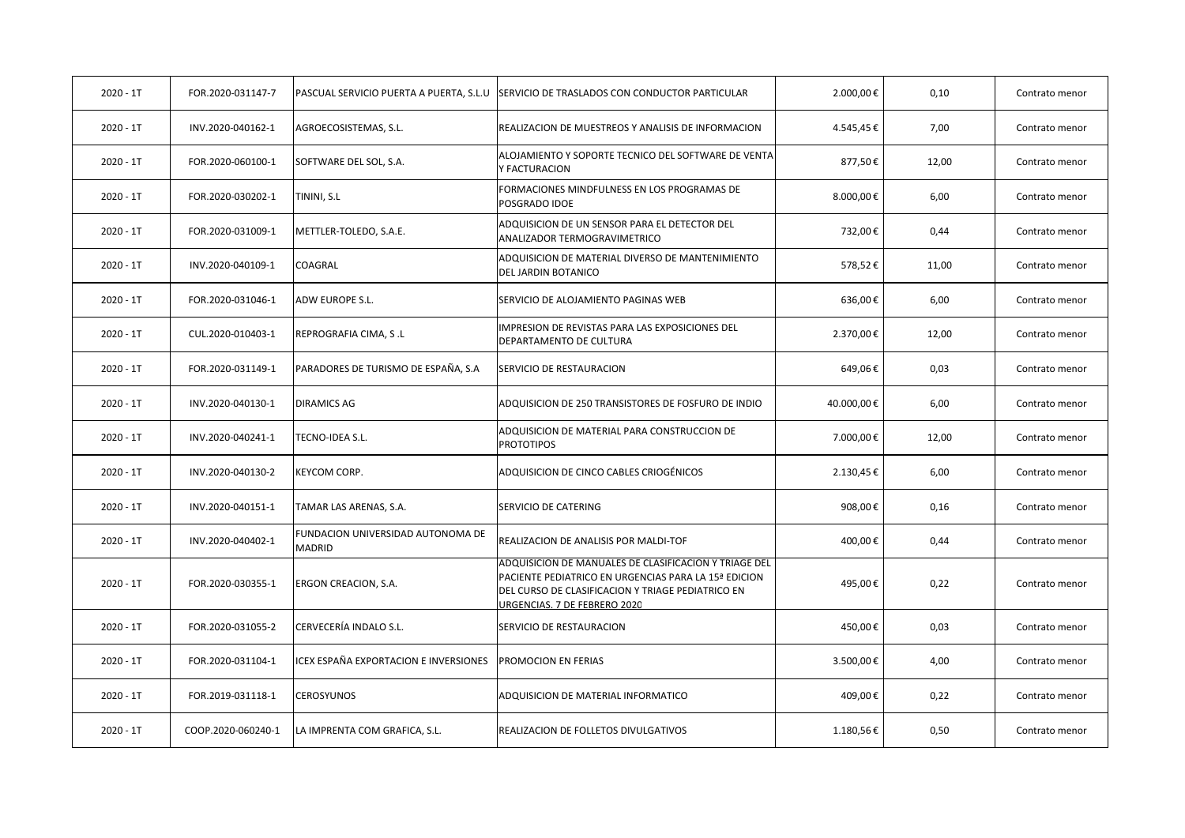| | | | | | | |
|---|---|---|---|---|---|---|
| 2020 - 1T | FOR.2020-031147-7 | PASCUAL SERVICIO PUERTA A PUERTA, S.L.U | SERVICIO DE TRASLADOS CON CONDUCTOR PARTICULAR | 2.000,00 € | 0,10 | Contrato menor |
| 2020 - 1T | INV.2020-040162-1 | AGROECOSISTEMAS, S.L. | REALIZACION DE MUESTREOS Y ANALISIS DE INFORMACION | 4.545,45 € | 7,00 | Contrato menor |
| 2020 - 1T | FOR.2020-060100-1 | SOFTWARE DEL SOL, S.A. | ALOJAMIENTO Y SOPORTE TECNICO DEL SOFTWARE DE VENTA Y FACTURACION | 877,50 € | 12,00 | Contrato menor |
| 2020 - 1T | FOR.2020-030202-1 | TININI, S.L | FORMACIONES MINDFULNESS EN LOS PROGRAMAS DE POSGRADO IDOE | 8.000,00 € | 6,00 | Contrato menor |
| 2020 - 1T | FOR.2020-031009-1 | METTLER-TOLEDO, S.A.E. | ADQUISICION DE UN SENSOR PARA EL DETECTOR DEL ANALIZADOR TERMOGRAVIMETRICO | 732,00 € | 0,44 | Contrato menor |
| 2020 - 1T | INV.2020-040109-1 | COAGRAL | ADQUISICION DE MATERIAL DIVERSO DE MANTENIMIENTO DEL JARDIN BOTANICO | 578,52 € | 11,00 | Contrato menor |
| 2020 - 1T | FOR.2020-031046-1 | ADW EUROPE S.L. | SERVICIO DE ALOJAMIENTO PAGINAS WEB | 636,00 € | 6,00 | Contrato menor |
| 2020 - 1T | CUL.2020-010403-1 | REPROGRAFIA CIMA, S .L | IMPRESION DE REVISTAS PARA LAS EXPOSICIONES DEL DEPARTAMENTO DE CULTURA | 2.370,00 € | 12,00 | Contrato menor |
| 2020 - 1T | FOR.2020-031149-1 | PARADORES DE TURISMO DE ESPAÑA, S.A | SERVICIO DE RESTAURACION | 649,06 € | 0,03 | Contrato menor |
| 2020 - 1T | INV.2020-040130-1 | DIRAMICS AG | ADQUISICION DE 250 TRANSISTORES DE FOSFURO DE INDIO | 40.000,00 € | 6,00 | Contrato menor |
| 2020 - 1T | INV.2020-040241-1 | TECNO-IDEA S.L. | ADQUISICION DE MATERIAL PARA CONSTRUCCION DE PROTOTIPOS | 7.000,00 € | 12,00 | Contrato menor |
| 2020 - 1T | INV.2020-040130-2 | KEYCOM CORP. | ADQUISICION DE CINCO CABLES CRIOGÉNICOS | 2.130,45 € | 6,00 | Contrato menor |
| 2020 - 1T | INV.2020-040151-1 | TAMAR LAS ARENAS, S.A. | SERVICIO DE CATERING | 908,00 € | 0,16 | Contrato menor |
| 2020 - 1T | INV.2020-040402-1 | FUNDACION UNIVERSIDAD AUTONOMA DE MADRID | REALIZACION DE ANALISIS POR MALDI-TOF | 400,00 € | 0,44 | Contrato menor |
| 2020 - 1T | FOR.2020-030355-1 | ERGON CREACION, S.A. | ADQUISICION DE MANUALES DE CLASIFICACION Y TRIAGE DEL PACIENTE PEDIATRICO EN URGENCIAS PARA LA 15ª EDICION DEL CURSO DE CLASIFICACION Y TRIAGE PEDIATRICO EN URGENCIAS. 7 DE FEBRERO 2020 | 495,00 € | 0,22 | Contrato menor |
| 2020 - 1T | FOR.2020-031055-2 | CERVECERÍA INDALO S.L. | SERVICIO DE RESTAURACION | 450,00 € | 0,03 | Contrato menor |
| 2020 - 1T | FOR.2020-031104-1 | ICEX ESPAÑA EXPORTACION E INVERSIONES | PROMOCION EN FERIAS | 3.500,00 € | 4,00 | Contrato menor |
| 2020 - 1T | FOR.2019-031118-1 | CEROSYUNOS | ADQUISICION DE MATERIAL INFORMATICO | 409,00 € | 0,22 | Contrato menor |
| 2020 - 1T | COOP.2020-060240-1 | LA IMPRENTA COM GRAFICA, S.L. | REALIZACION DE FOLLETOS DIVULGATIVOS | 1.180,56 € | 0,50 | Contrato menor |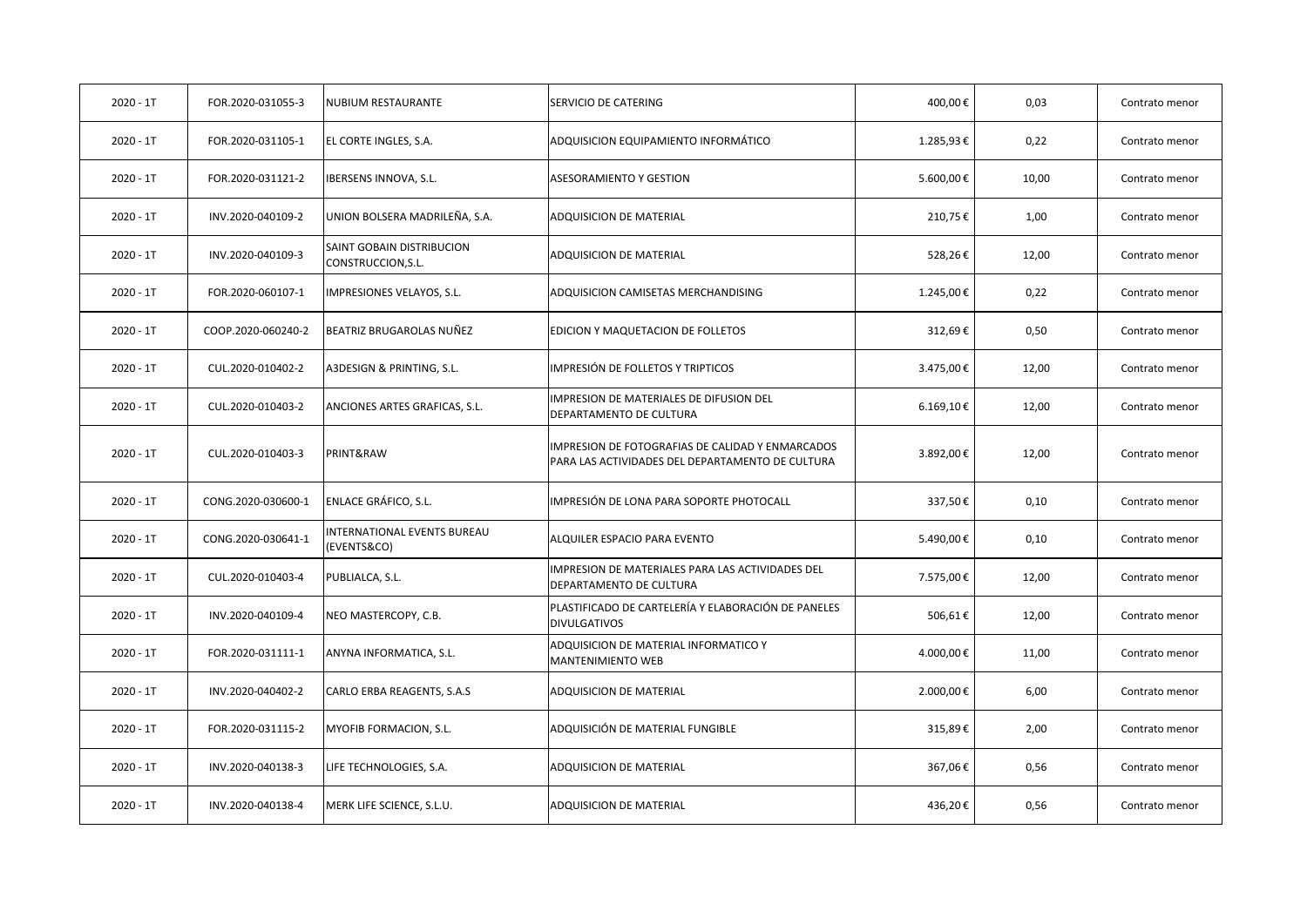| 2020 - 1T | FOR.2020-031055-3 | NUBIUM RESTAURANTE | SERVICIO DE CATERING | 400,00 € | 0,03 | Contrato menor |
|---|---|---|---|---|---|---|
| 2020 - 1T | FOR.2020-031105-1 | EL CORTE INGLES, S.A. | ADQUISICION EQUIPAMIENTO INFORMÁTICO | 1.285,93 € | 0,22 | Contrato menor |
| 2020 - 1T | FOR.2020-031121-2 | IBERSENS INNOVA, S.L. | ASESORAMIENTO Y GESTION | 5.600,00 € | 10,00 | Contrato menor |
| 2020 - 1T | INV.2020-040109-2 | UNION BOLSERA MADRILEÑA, S.A. | ADQUISICION DE MATERIAL | 210,75 € | 1,00 | Contrato menor |
| 2020 - 1T | INV.2020-040109-3 | SAINT GOBAIN DISTRIBUCION CONSTRUCCION,S.L. | ADQUISICION DE MATERIAL | 528,26 € | 12,00 | Contrato menor |
| 2020 - 1T | FOR.2020-060107-1 | IMPRESIONES VELAYOS, S.L. | ADQUISICION CAMISETAS MERCHANDISING | 1.245,00 € | 0,22 | Contrato menor |
| 2020 - 1T | COOP.2020-060240-2 | BEATRIZ BRUGAROLAS NUÑEZ | EDICION Y MAQUETACION DE FOLLETOS | 312,69 € | 0,50 | Contrato menor |
| 2020 - 1T | CUL.2020-010402-2 | A3DESIGN & PRINTING, S.L. | IMPRESIÓN DE FOLLETOS Y TRIPTICOS | 3.475,00 € | 12,00 | Contrato menor |
| 2020 - 1T | CUL.2020-010403-2 | ANCIONES ARTES GRAFICAS, S.L. | IMPRESION DE MATERIALES DE DIFUSION DEL DEPARTAMENTO DE CULTURA | 6.169,10 € | 12,00 | Contrato menor |
| 2020 - 1T | CUL.2020-010403-3 | PRINT&RAW | IMPRESION DE FOTOGRAFIAS DE CALIDAD Y ENMARCADOS PARA LAS ACTIVIDADES DEL DEPARTAMENTO DE CULTURA | 3.892,00 € | 12,00 | Contrato menor |
| 2020 - 1T | CONG.2020-030600-1 | ENLACE GRÁFICO, S.L. | IMPRESIÓN DE LONA PARA SOPORTE PHOTOCALL | 337,50 € | 0,10 | Contrato menor |
| 2020 - 1T | CONG.2020-030641-1 | INTERNATIONAL EVENTS BUREAU (EVENTS&CO) | ALQUILER ESPACIO PARA EVENTO | 5.490,00 € | 0,10 | Contrato menor |
| 2020 - 1T | CUL.2020-010403-4 | PUBLIALCA, S.L. | IMPRESION DE MATERIALES PARA LAS ACTIVIDADES DEL DEPARTAMENTO DE CULTURA | 7.575,00 € | 12,00 | Contrato menor |
| 2020 - 1T | INV.2020-040109-4 | NEO MASTERCOPY, C.B. | PLASTIFICADO DE CARTELERÍA Y ELABORACIÓN DE PANELES DIVULGATIVOS | 506,61 € | 12,00 | Contrato menor |
| 2020 - 1T | FOR.2020-031111-1 | ANYNA INFORMATICA, S.L. | ADQUISICION DE MATERIAL INFORMATICO Y MANTENIMIENTO WEB | 4.000,00 € | 11,00 | Contrato menor |
| 2020 - 1T | INV.2020-040402-2 | CARLO ERBA REAGENTS, S.A.S | ADQUISICION DE MATERIAL | 2.000,00 € | 6,00 | Contrato menor |
| 2020 - 1T | FOR.2020-031115-2 | MYOFIB FORMACION, S.L. | ADQUISICIÓN DE MATERIAL FUNGIBLE | 315,89 € | 2,00 | Contrato menor |
| 2020 - 1T | INV.2020-040138-3 | LIFE TECHNOLOGIES, S.A. | ADQUISICION DE MATERIAL | 367,06 € | 0,56 | Contrato menor |
| 2020 - 1T | INV.2020-040138-4 | MERK LIFE SCIENCE, S.L.U. | ADQUISICION DE MATERIAL | 436,20 € | 0,56 | Contrato menor |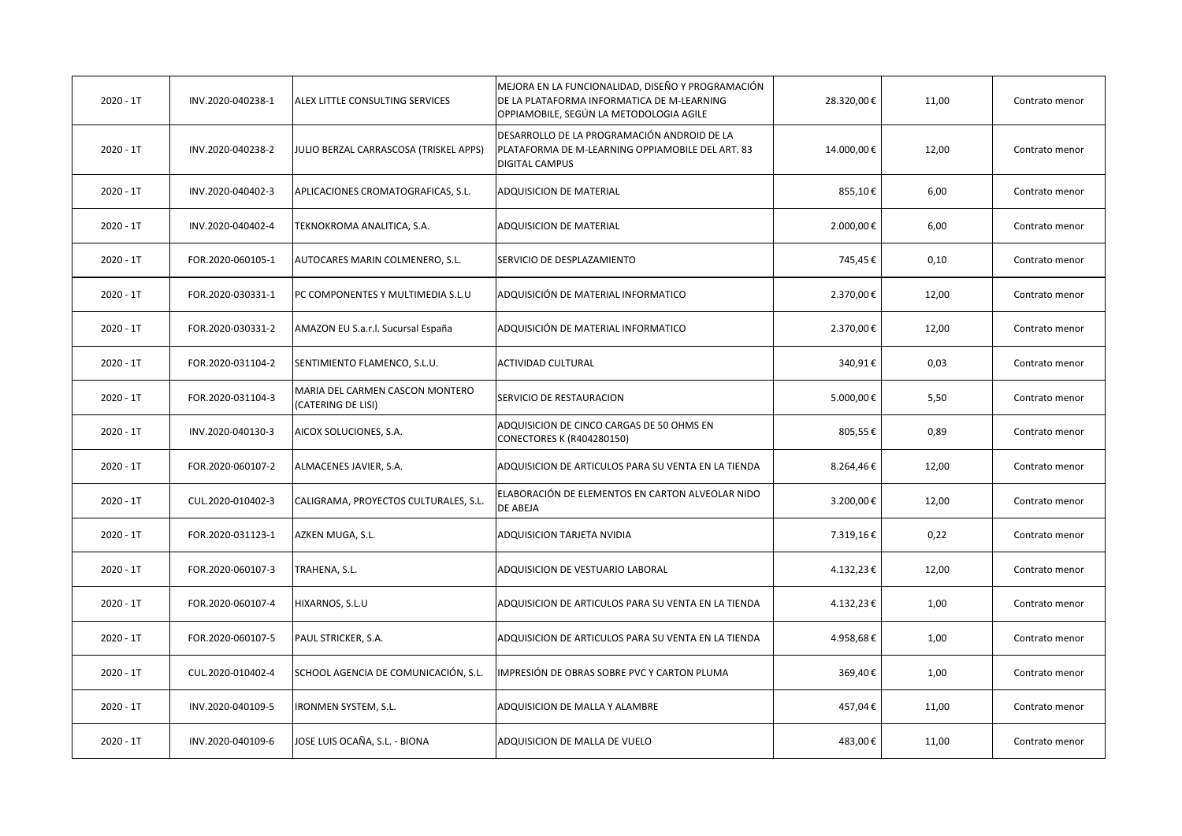| | | | | | | |
|---|---|---|---|---|---|---|
| 2020 - 1T | INV.2020-040238-1 | ALEX LITTLE CONSULTING SERVICES | MEJORA EN LA FUNCIONALIDAD, DISEÑO Y PROGRAMACIÓN DE LA PLATAFORMA INFORMATICA DE M-LEARNING OPPIAMOBILE, SEGÚN LA METODOLOGIA AGILE | 28.320,00 € | 11,00 | Contrato menor |
| 2020 - 1T | INV.2020-040238-2 | JULIO BERZAL CARRASCOSA (TRISKEL APPS) | DESARROLLO DE LA PROGRAMACIÓN ANDROID DE LA PLATAFORMA DE M-LEARNING OPPIAMOBILE DEL ART. 83 DIGITAL CAMPUS | 14.000,00 € | 12,00 | Contrato menor |
| 2020 - 1T | INV.2020-040402-3 | APLICACIONES CROMATOGRAFICAS, S.L. | ADQUISICION DE MATERIAL | 855,10 € | 6,00 | Contrato menor |
| 2020 - 1T | INV.2020-040402-4 | TEKNOKROMA ANALITICA, S.A. | ADQUISICION DE MATERIAL | 2.000,00 € | 6,00 | Contrato menor |
| 2020 - 1T | FOR.2020-060105-1 | AUTOCARES MARIN COLMENERO, S.L. | SERVICIO DE DESPLAZAMIENTO | 745,45 € | 0,10 | Contrato menor |
| 2020 - 1T | FOR.2020-030331-1 | PC COMPONENTES Y MULTIMEDIA S.L.U | ADQUISICIÓN DE MATERIAL INFORMATICO | 2.370,00 € | 12,00 | Contrato menor |
| 2020 - 1T | FOR.2020-030331-2 | AMAZON EU S.a.r.l. Sucursal España | ADQUISICIÓN DE MATERIAL INFORMATICO | 2.370,00 € | 12,00 | Contrato menor |
| 2020 - 1T | FOR.2020-031104-2 | SENTIMIENTO FLAMENCO, S.L.U. | ACTIVIDAD CULTURAL | 340,91 € | 0,03 | Contrato menor |
| 2020 - 1T | FOR.2020-031104-3 | MARIA DEL CARMEN CASCON MONTERO (CATERING DE LISI) | SERVICIO DE RESTAURACION | 5.000,00 € | 5,50 | Contrato menor |
| 2020 - 1T | INV.2020-040130-3 | AICOX SOLUCIONES, S.A. | ADQUISICION DE CINCO CARGAS DE 50 OHMS EN CONECTORES K (R404280150) | 805,55 € | 0,89 | Contrato menor |
| 2020 - 1T | FOR.2020-060107-2 | ALMACENES JAVIER, S.A. | ADQUISICION DE ARTICULOS PARA SU VENTA EN LA TIENDA | 8.264,46 € | 12,00 | Contrato menor |
| 2020 - 1T | CUL.2020-010402-3 | CALIGRAMA, PROYECTOS CULTURALES, S.L. | ELABORACIÓN DE ELEMENTOS EN CARTON ALVEOLAR NIDO DE ABEJA | 3.200,00 € | 12,00 | Contrato menor |
| 2020 - 1T | FOR.2020-031123-1 | AZKEN MUGA, S.L. | ADQUISICION TARJETA NVIDIA | 7.319,16 € | 0,22 | Contrato menor |
| 2020 - 1T | FOR.2020-060107-3 | TRAHENA, S.L. | ADQUISICION DE VESTUARIO LABORAL | 4.132,23 € | 12,00 | Contrato menor |
| 2020 - 1T | FOR.2020-060107-4 | HIXARNOS, S.L.U | ADQUISICION DE ARTICULOS PARA SU VENTA EN LA TIENDA | 4.132,23 € | 1,00 | Contrato menor |
| 2020 - 1T | FOR.2020-060107-5 | PAUL STRICKER, S.A. | ADQUISICION DE ARTICULOS PARA SU VENTA EN LA TIENDA | 4.958,68 € | 1,00 | Contrato menor |
| 2020 - 1T | CUL.2020-010402-4 | SCHOOL AGENCIA DE COMUNICACIÓN, S.L. | IMPRESIÓN DE OBRAS SOBRE PVC Y CARTON PLUMA | 369,40 € | 1,00 | Contrato menor |
| 2020 - 1T | INV.2020-040109-5 | IRONMEN SYSTEM, S.L. | ADQUISICION DE MALLA Y ALAMBRE | 457,04 € | 11,00 | Contrato menor |
| 2020 - 1T | INV.2020-040109-6 | JOSE LUIS OCAÑA, S.L. - BIONA | ADQUISICION DE MALLA DE VUELO | 483,00 € | 11,00 | Contrato menor |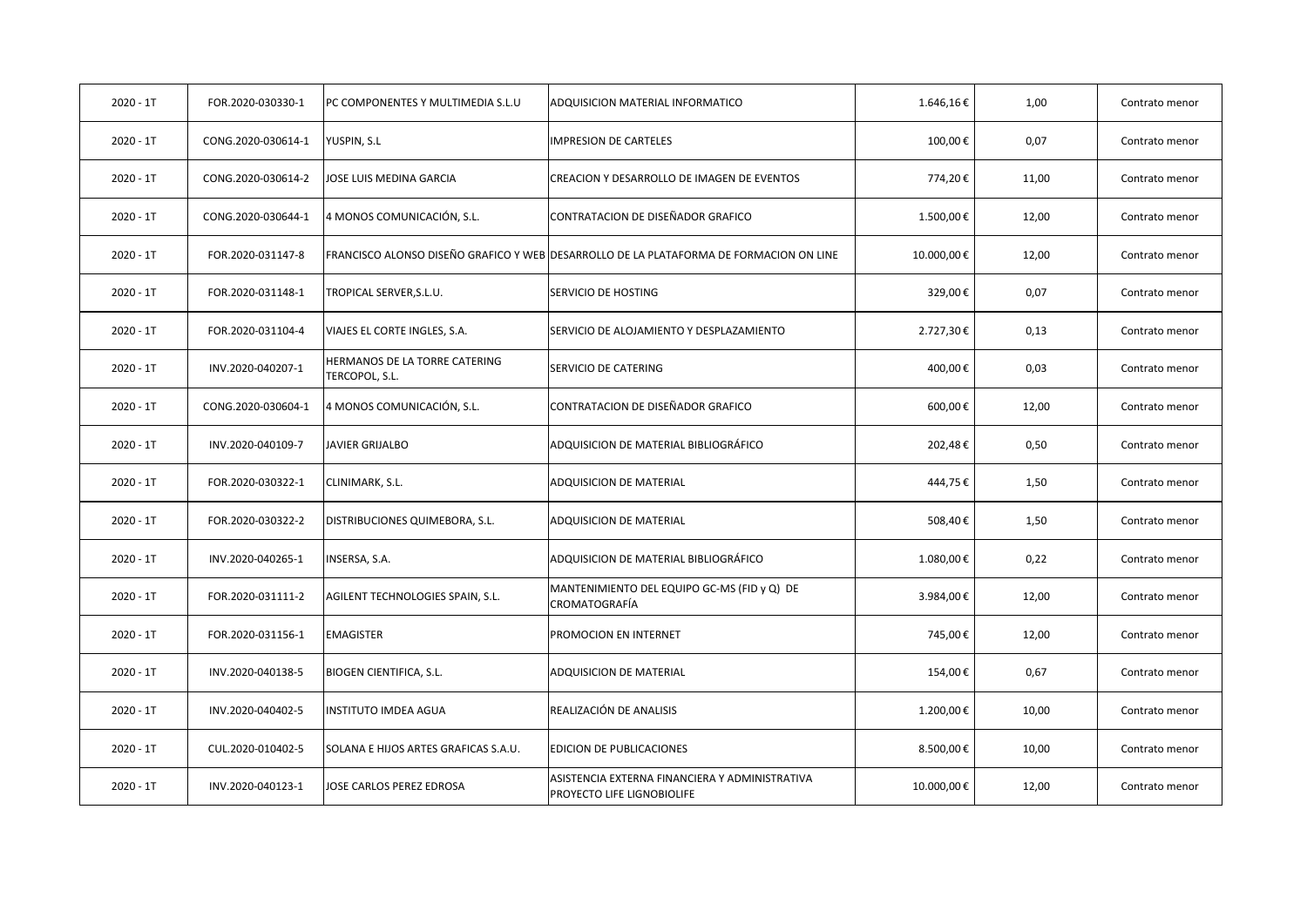| | | | | | | |
|---|---|---|---|---|---|---|
| 2020 - 1T | FOR.2020-030330-1 | PC COMPONENTES Y MULTIMEDIA S.L.U | ADQUISICION MATERIAL INFORMATICO | 1.646,16 € | 1,00 | Contrato menor |
| 2020 - 1T | CONG.2020-030614-1 | YUSPIN, S.L | IMPRESION DE CARTELES | 100,00 € | 0,07 | Contrato menor |
| 2020 - 1T | CONG.2020-030614-2 | JOSE LUIS MEDINA GARCIA | CREACION Y DESARROLLO DE IMAGEN DE EVENTOS | 774,20 € | 11,00 | Contrato menor |
| 2020 - 1T | CONG.2020-030644-1 | 4 MONOS COMUNICACIÓN, S.L. | CONTRATACION DE DISEÑADOR GRAFICO | 1.500,00 € | 12,00 | Contrato menor |
| 2020 - 1T | FOR.2020-031147-8 | FRANCISCO ALONSO DISEÑO GRAFICO Y WEB | DESARROLLO DE LA PLATAFORMA DE FORMACION ON LINE | 10.000,00 € | 12,00 | Contrato menor |
| 2020 - 1T | FOR.2020-031148-1 | TROPICAL SERVER,S.L.U. | SERVICIO DE HOSTING | 329,00 € | 0,07 | Contrato menor |
| 2020 - 1T | FOR.2020-031104-4 | VIAJES EL CORTE INGLES, S.A. | SERVICIO DE ALOJAMIENTO Y DESPLAZAMIENTO | 2.727,30 € | 0,13 | Contrato menor |
| 2020 - 1T | INV.2020-040207-1 | HERMANOS DE LA TORRE CATERING TERCOPOL, S.L. | SERVICIO DE CATERING | 400,00 € | 0,03 | Contrato menor |
| 2020 - 1T | CONG.2020-030604-1 | 4 MONOS COMUNICACIÓN, S.L. | CONTRATACION DE DISEÑADOR GRAFICO | 600,00 € | 12,00 | Contrato menor |
| 2020 - 1T | INV.2020-040109-7 | JAVIER GRIJALBO | ADQUISICION DE MATERIAL BIBLIOGRÁFICO | 202,48 € | 0,50 | Contrato menor |
| 2020 - 1T | FOR.2020-030322-1 | CLINIMARK, S.L. | ADQUISICION DE MATERIAL | 444,75 € | 1,50 | Contrato menor |
| 2020 - 1T | FOR.2020-030322-2 | DISTRIBUCIONES QUIMEBORA, S.L. | ADQUISICION DE MATERIAL | 508,40 € | 1,50 | Contrato menor |
| 2020 - 1T | INV.2020-040265-1 | INSERSA, S.A. | ADQUISICION DE MATERIAL BIBLIOGRÁFICO | 1.080,00 € | 0,22 | Contrato menor |
| 2020 - 1T | FOR.2020-031111-2 | AGILENT TECHNOLOGIES SPAIN, S.L. | MANTENIMIENTO DEL EQUIPO GC-MS (FID y Q) DE CROMATOGRAFÍA | 3.984,00 € | 12,00 | Contrato menor |
| 2020 - 1T | FOR.2020-031156-1 | EMAGISTER | PROMOCION EN INTERNET | 745,00 € | 12,00 | Contrato menor |
| 2020 - 1T | INV.2020-040138-5 | BIOGEN CIENTIFICA, S.L. | ADQUISICION DE MATERIAL | 154,00 € | 0,67 | Contrato menor |
| 2020 - 1T | INV.2020-040402-5 | INSTITUTO IMDEA AGUA | REALIZACIÓN DE ANALISIS | 1.200,00 € | 10,00 | Contrato menor |
| 2020 - 1T | CUL.2020-010402-5 | SOLANA E HIJOS ARTES GRAFICAS S.A.U. | EDICION DE PUBLICACIONES | 8.500,00 € | 10,00 | Contrato menor |
| 2020 - 1T | INV.2020-040123-1 | JOSE CARLOS PEREZ EDROSA | ASISTENCIA EXTERNA FINANCIERA Y ADMINISTRATIVA PROYECTO LIFE LIGNOBIOLIFE | 10.000,00 € | 12,00 | Contrato menor |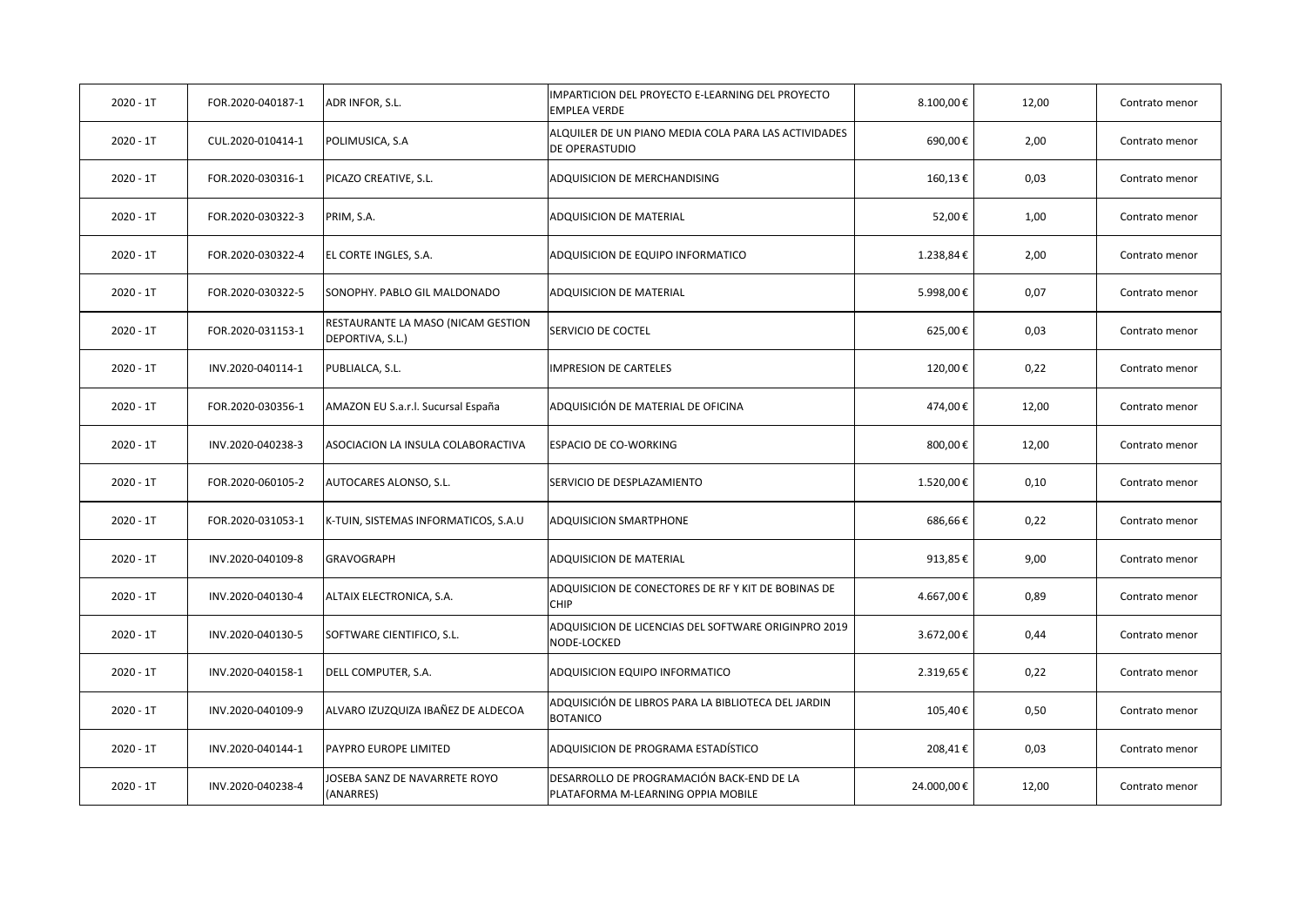| 2020 - 1T | FOR.2020-040187-1 | ADR INFOR, S.L. | IMPARTICION DEL PROYECTO E-LEARNING DEL PROYECTO EMPLEA VERDE | 8.100,00 € | 12,00 | Contrato menor |
|---|---|---|---|---|---|---|
| 2020 - 1T | CUL.2020-010414-1 | POLIMUSICA, S.A | ALQUILER DE UN PIANO MEDIA COLA PARA LAS ACTIVIDADES DE OPERASTUDIO | 690,00 € | 2,00 | Contrato menor |
| 2020 - 1T | FOR.2020-030316-1 | PICAZO CREATIVE, S.L. | ADQUISICION DE MERCHANDISING | 160,13 € | 0,03 | Contrato menor |
| 2020 - 1T | FOR.2020-030322-3 | PRIM, S.A. | ADQUISICION DE MATERIAL | 52,00 € | 1,00 | Contrato menor |
| 2020 - 1T | FOR.2020-030322-4 | EL CORTE INGLES, S.A. | ADQUISICION DE EQUIPO INFORMATICO | 1.238,84 € | 2,00 | Contrato menor |
| 2020 - 1T | FOR.2020-030322-5 | SONOPHY. PABLO GIL MALDONADO | ADQUISICION DE MATERIAL | 5.998,00 € | 0,07 | Contrato menor |
| 2020 - 1T | FOR.2020-031153-1 | RESTAURANTE LA MASO (NICAM GESTION DEPORTIVA, S.L.) | SERVICIO DE COCTEL | 625,00 € | 0,03 | Contrato menor |
| 2020 - 1T | INV.2020-040114-1 | PUBLIALCA, S.L. | IMPRESION DE CARTELES | 120,00 € | 0,22 | Contrato menor |
| 2020 - 1T | FOR.2020-030356-1 | AMAZON EU S.a.r.l. Sucursal España | ADQUISICIÓN DE MATERIAL DE OFICINA | 474,00 € | 12,00 | Contrato menor |
| 2020 - 1T | INV.2020-040238-3 | ASOCIACION LA INSULA COLABORACTIVA | ESPACIO DE CO-WORKING | 800,00 € | 12,00 | Contrato menor |
| 2020 - 1T | FOR.2020-060105-2 | AUTOCARES ALONSO, S.L. | SERVICIO DE DESPLAZAMIENTO | 1.520,00 € | 0,10 | Contrato menor |
| 2020 - 1T | FOR.2020-031053-1 | K-TUIN, SISTEMAS INFORMATICOS, S.A.U | ADQUISICION SMARTPHONE | 686,66 € | 0,22 | Contrato menor |
| 2020 - 1T | INV.2020-040109-8 | GRAVOGRAPH | ADQUISICION DE MATERIAL | 913,85 € | 9,00 | Contrato menor |
| 2020 - 1T | INV.2020-040130-4 | ALTAIX ELECTRONICA, S.A. | ADQUISICION DE CONECTORES DE RF Y KIT DE BOBINAS DE CHIP | 4.667,00 € | 0,89 | Contrato menor |
| 2020 - 1T | INV.2020-040130-5 | SOFTWARE CIENTIFICO, S.L. | ADQUISICION DE LICENCIAS DEL SOFTWARE ORIGINPRO 2019 NODE-LOCKED | 3.672,00 € | 0,44 | Contrato menor |
| 2020 - 1T | INV.2020-040158-1 | DELL COMPUTER, S.A. | ADQUISICION EQUIPO INFORMATICO | 2.319,65 € | 0,22 | Contrato menor |
| 2020 - 1T | INV.2020-040109-9 | ALVARO IZUZQUIZA IBAÑEZ DE ALDECOA | ADQUISICIÓN DE LIBROS PARA LA BIBLIOTECA DEL JARDIN BOTANICO | 105,40 € | 0,50 | Contrato menor |
| 2020 - 1T | INV.2020-040144-1 | PAYPRO EUROPE LIMITED | ADQUISICION DE PROGRAMA ESTADÍSTICO | 208,41 € | 0,03 | Contrato menor |
| 2020 - 1T | INV.2020-040238-4 | JOSEBA SANZ DE NAVARRETE ROYO (ANARRES) | DESARROLLO DE PROGRAMACIÓN BACK-END DE LA PLATAFORMA M-LEARNING OPPIA MOBILE | 24.000,00 € | 12,00 | Contrato menor |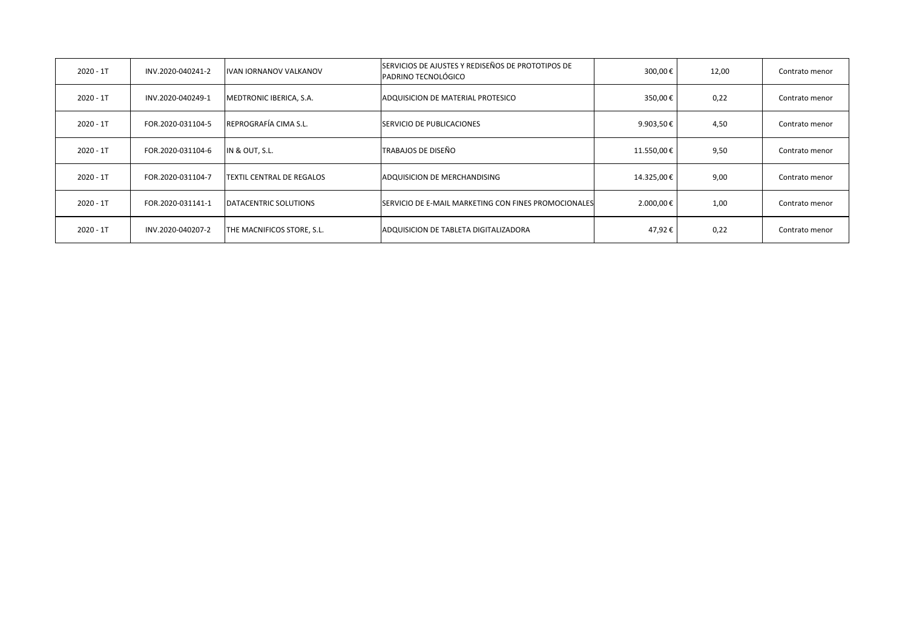| | | | | | | |
|---|---|---|---|---|---|---|
| 2020 - 1T | INV.2020-040241-2 | IVAN IORNANOV VALKANOV | SERVICIOS DE AJUSTES Y REDISEÑOS DE PROTOTIPOS DE PADRINO TECNOLÓGICO | 300,00 € | 12,00 | Contrato menor |
| 2020 - 1T | INV.2020-040249-1 | MEDTRONIC IBERICA, S.A. | ADQUISICION DE MATERIAL PROTESICO | 350,00 € | 0,22 | Contrato menor |
| 2020 - 1T | FOR.2020-031104-5 | REPROGRAFÍA CIMA S.L. | SERVICIO DE PUBLICACIONES | 9.903,50 € | 4,50 | Contrato menor |
| 2020 - 1T | FOR.2020-031104-6 | IN & OUT, S.L. | TRABAJOS DE DISEÑO | 11.550,00 € | 9,50 | Contrato menor |
| 2020 - 1T | FOR.2020-031104-7 | TEXTIL CENTRAL DE REGALOS | ADQUISICION DE MERCHANDISING | 14.325,00 € | 9,00 | Contrato menor |
| 2020 - 1T | FOR.2020-031141-1 | DATACENTRIC SOLUTIONS | SERVICIO DE E-MAIL MARKETING CON FINES PROMOCIONALES | 2.000,00 € | 1,00 | Contrato menor |
| 2020 - 1T | INV.2020-040207-2 | THE MACNIFICOS STORE, S.L. | ADQUISICION DE TABLETA DIGITALIZADORA | 47,92 € | 0,22 | Contrato menor |